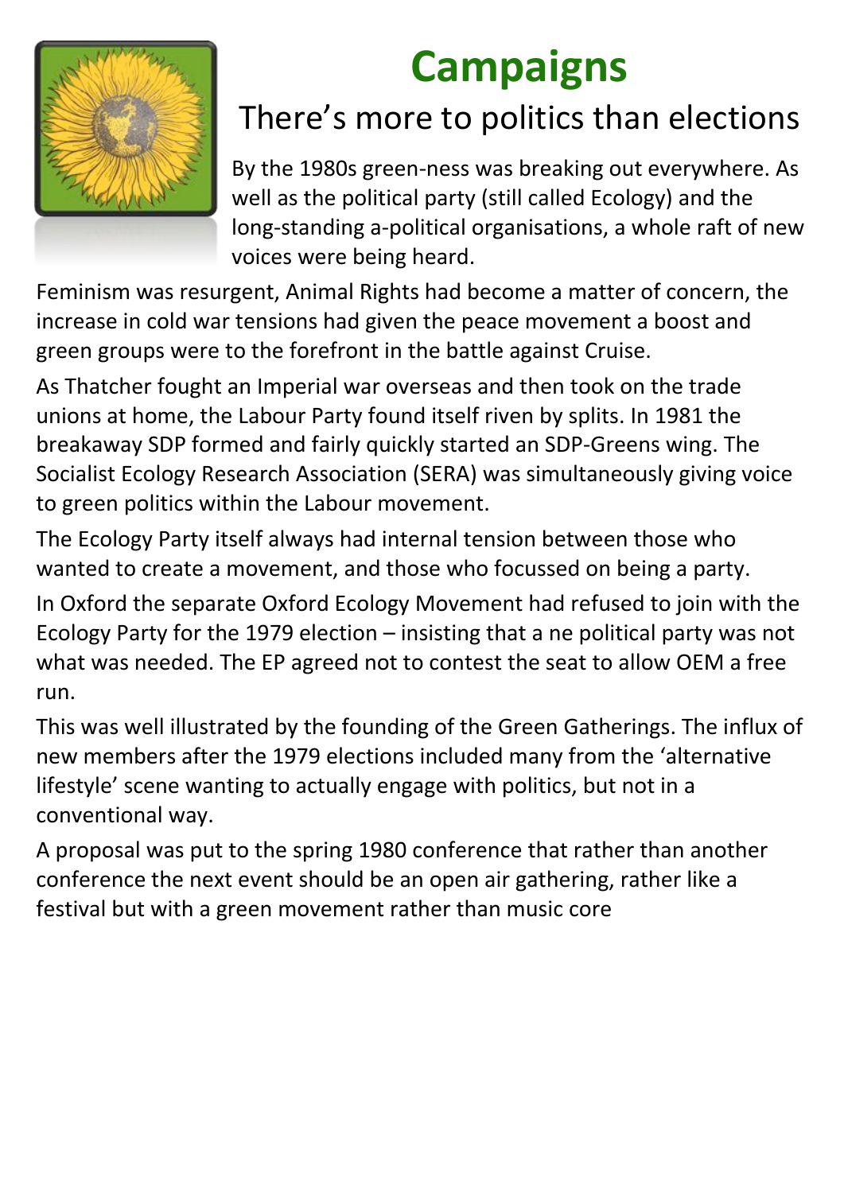# Campaigns

## There's more to politics than elections

By the 1980s green-ness was breaking out everywhere. As well as the political party (still called Ecology) and the long-standing a-political organisations, a whole raft of new voices were being heard.

Feminism was resurgent, Animal Rights had become a matter of concern, the increase in cold war tensions had given the peace movement a boost and green groups were to the forefront in the battle against Cruise.

As Thatcher fought an Imperial war overseas and then took on the trade unions at home, the Labour Party found itself riven by splits. In 1981 the breakaway SDP formed and fairly quickly started an SDP-Greens wing. The Socialist Ecology Research Association (SERA) was simultaneously giving voice to green politics within the Labour movement.

The Ecology Party itself always had internal tension between those who wanted to create a movement, and those who focussed on being a party.

In Oxford the separate Oxford Ecology Movement had refused to join with the Ecology Party for the 1979 election – insisting that a ne political party was not what was needed. The EP agreed not to contest the seat to allow OEM a free run.

This was well illustrated by the founding of the Green Gatherings. The influx of new members after the 1979 elections included many from the 'alternative lifestyle' scene wanting to actually engage with politics, but not in a conventional way.

A proposal was put to the spring 1980 conference that rather than another conference the next event should be an open air gathering, rather like a festival but with a green movement rather than music core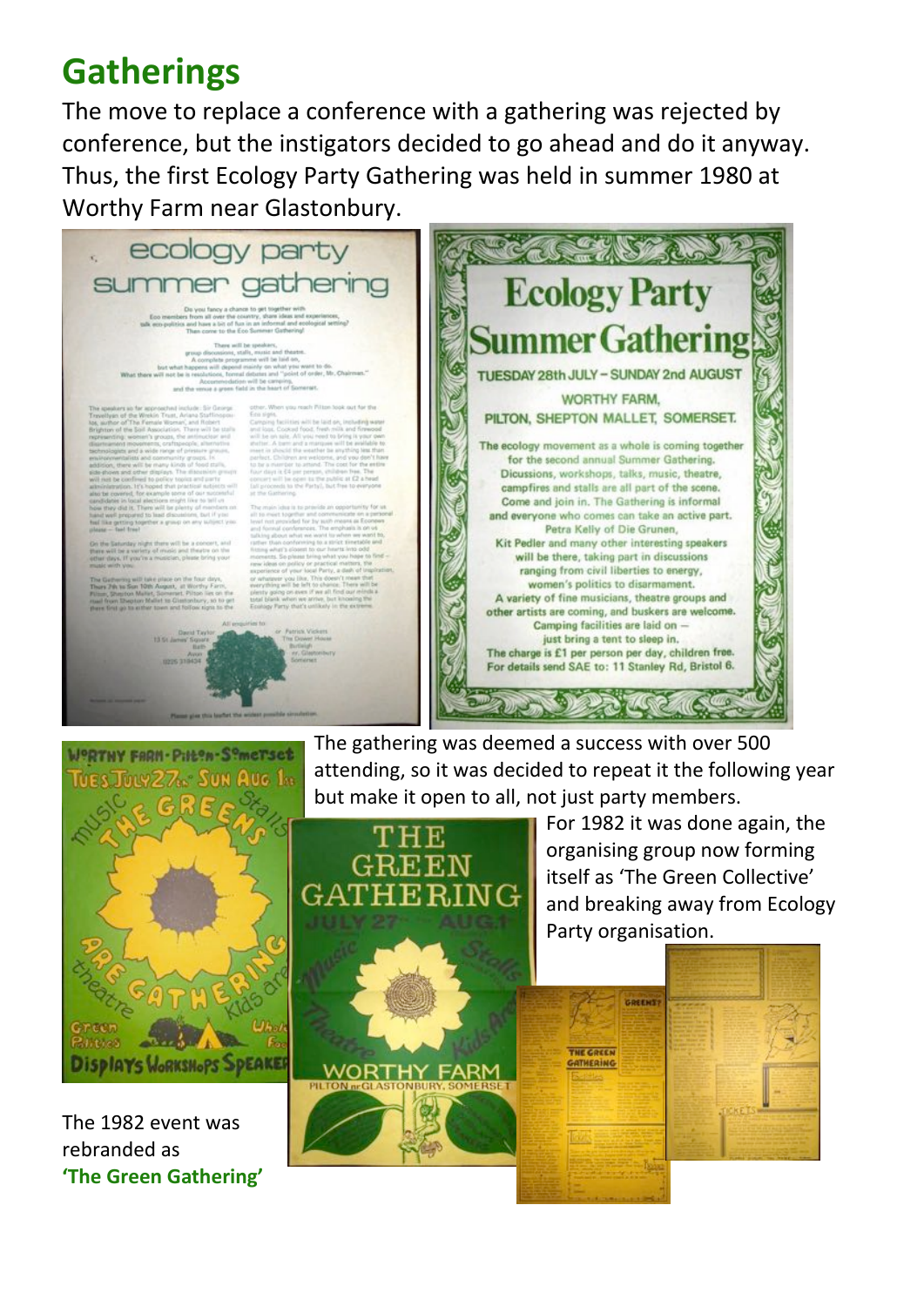# Gatherings

The move to replace a conference with a gathering was rejected by conference, but the instigators decided to go ahead and do it anyway. Thus, the first Ecology Party Gathering was held in summer 1980 at Worthy Farm near Glastonbury.

The gathering was deemed a success with over 500 attending, so it was decided to repeat it the following year but make it open to all, not just party members.

For 1982 it was done again, the organising group now forming itself as 'The Green Collective' and breaking away from Ecology Party organisation.

The 1982 event was rebranded as **'The Green Gathering'**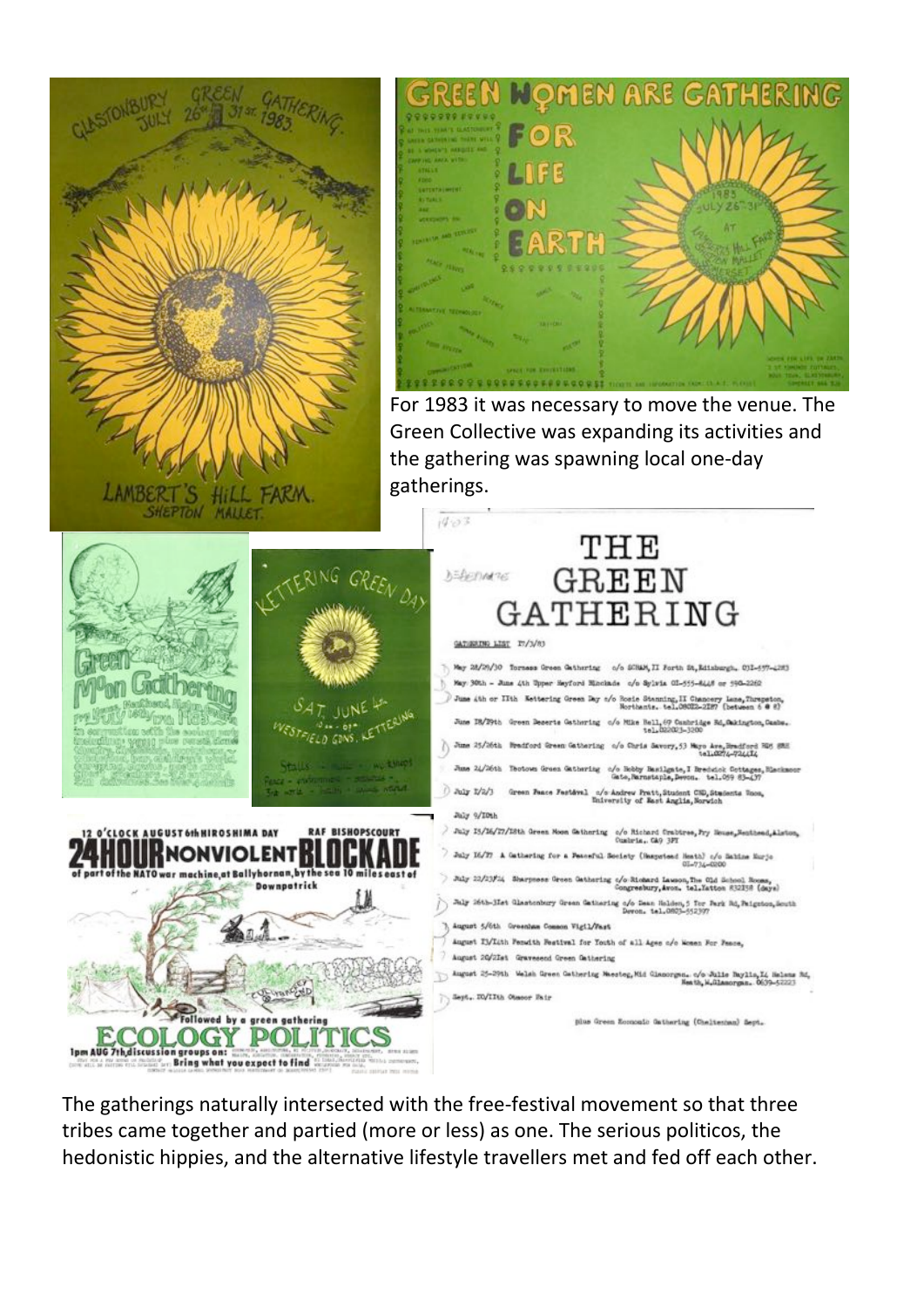For 1983 it was necessary to move the venue. The Green Collective was expanding its activities and the gathering was spawning local one-day gatherings.

The gatherings naturally intersected with the free-festival movement so that three tribes came together and partied (more or less) as one. The serious politicos, the hedonistic hippies, and the alternative lifestyle travellers met and fed off each other.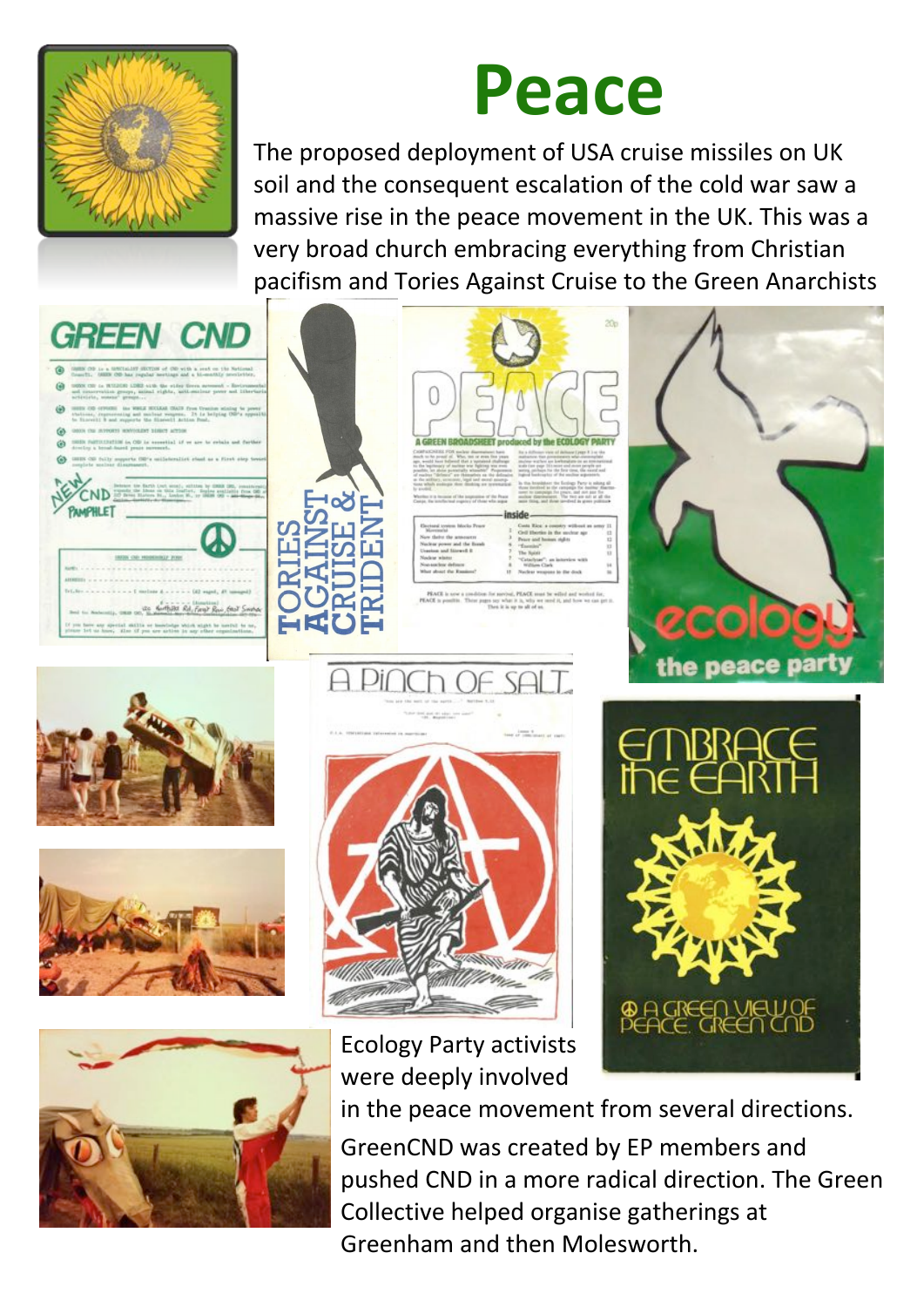# Peace

The proposed deployment of USA cruise missiles on UK soil and the consequent escalation of the cold war saw a massive rise in the peace movement in the UK. This was a very broad church embracing everything from Christian pacifism and Tories Against Cruise to the Green Anarchists

Ecology Party activists were deeply involved in the peace movement from several directions. GreenCND was created by EP members and pushed CND in a more radical direction. The Green Collective helped organise gatherings at Greenham and then Molesworth.